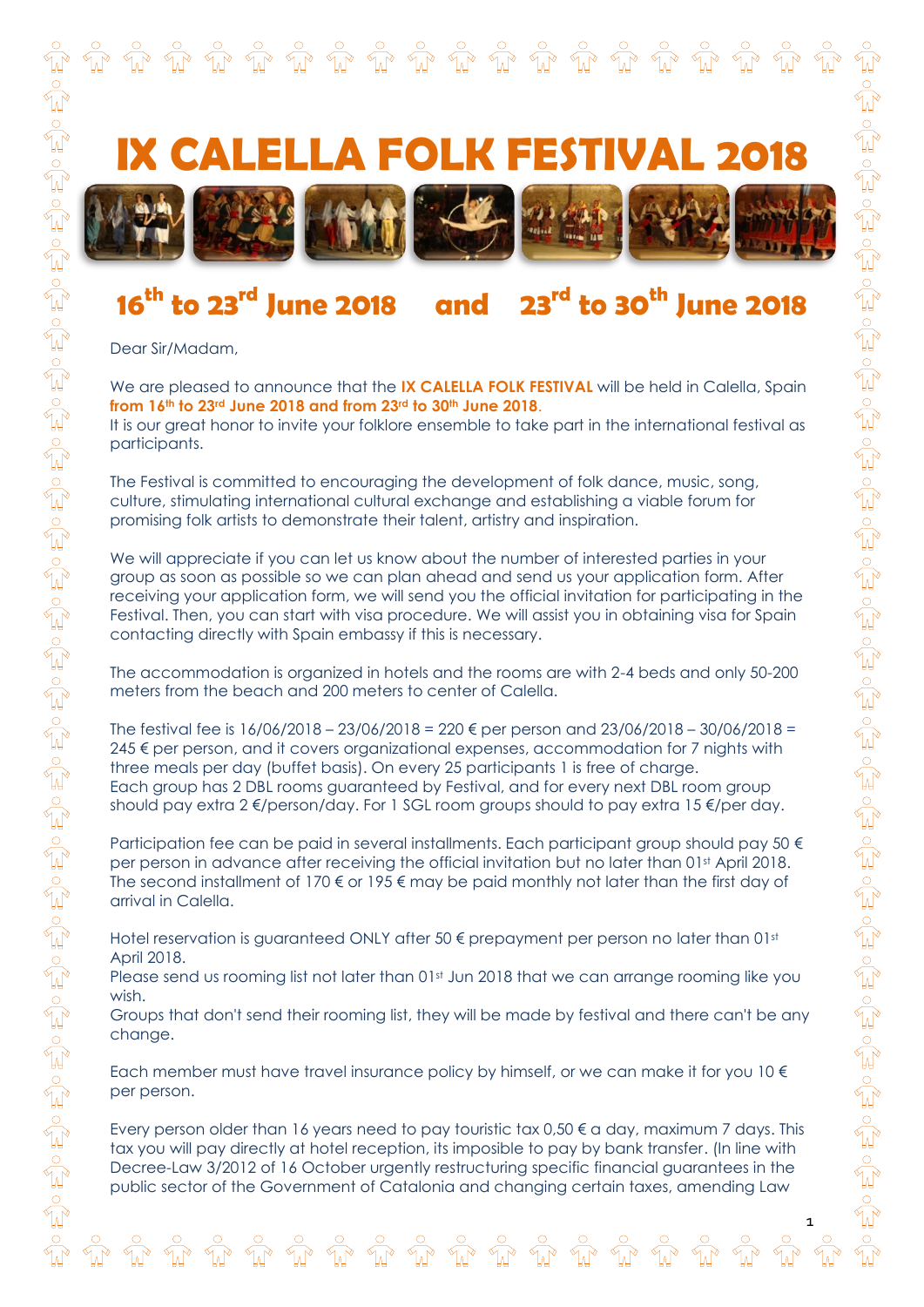# IX CALELLA FOLK FESTIVAL 2018

## 16th to 23rd June 2018 and 23rd to 30th June 2018

Dear Sir/Madam,

We are pleased to announce that the **IX CALELLA FOLK FESTIVAL** will be held in Calella, Spain **from 16th to 23rd June 2018 and from 23rd to 30th June 2018**.
It is our great honor to invite your folklore ensemble to take part in the international festival as participants.

The Festival is committed to encouraging the development of folk dance, music, song, culture, stimulating international cultural exchange and establishing a viable forum for promising folk artists to demonstrate their talent, artistry and inspiration.

We will appreciate if you can let us know about the number of interested parties in your group as soon as possible so we can plan ahead and send us your application form. After receiving your application form, we will send you the official invitation for participating in the Festival. Then, you can start with visa procedure. We will assist you in obtaining visa for Spain contacting directly with Spain embassy if this is necessary.

The accommodation is organized in hotels and the rooms are with 2-4 beds and only 50-200 meters from the beach and 200 meters to center of Calella.

The festival fee is 16/06/2018 – 23/06/2018 = 220 € per person and 23/06/2018 – 30/06/2018 = 245 € per person, and it covers organizational expenses, accommodation for 7 nights with three meals per day (buffet basis). On every 25 participants 1 is free of charge.
Each group has 2 DBL rooms guaranteed by Festival, and for every next DBL room group should pay extra 2 €/person/day. For 1 SGL room groups should to pay extra 15 €/per day.

Participation fee can be paid in several installments. Each participant group should pay 50 € per person in advance after receiving the official invitation but no later than 01st April 2018. The second installment of 170 € or 195 € may be paid monthly not later than the first day of arrival in Calella.

Hotel reservation is guaranteed ONLY after 50 € prepayment per person no later than 01st April 2018.
Please send us rooming list not later than 01st Jun 2018 that we can arrange rooming like you wish.
Groups that don't send their rooming list, they will be made by festival and there can't be any change.

Each member must have travel insurance policy by himself, or we can make it for you 10 € per person.

Every person older than 16 years need to pay touristic tax 0,50 € a day, maximum 7 days. This tax you will pay directly at hotel reception, its imposible to pay by bank transfer. (In line with Decree-Law 3/2012 of 16 October urgently restructuring specific financial guarantees in the public sector of the Government of Catalonia and changing certain taxes, amending Law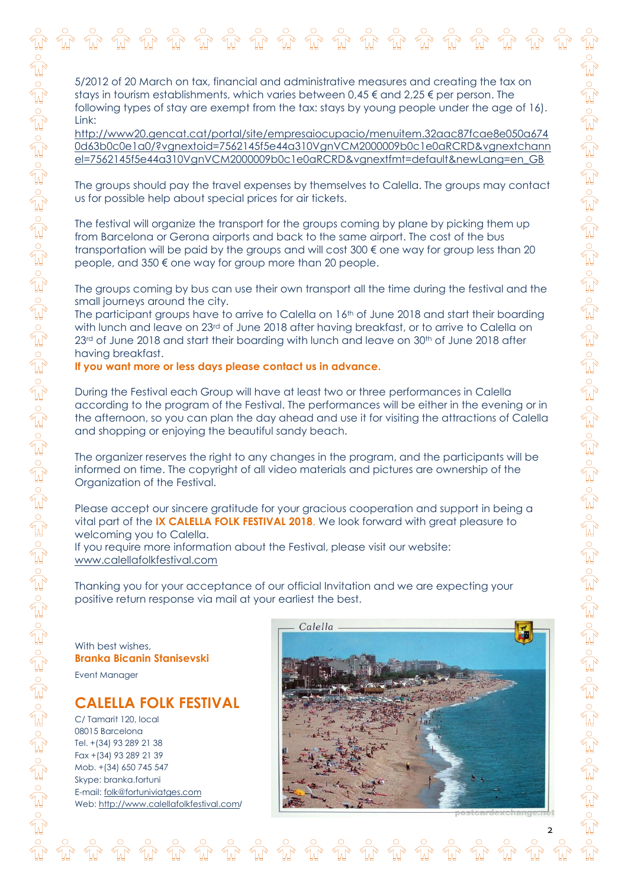5/2012 of 20 March on tax, financial and administrative measures and creating the tax on stays in tourism establishments, which varies between 0,45 € and 2,25 € per person. The following types of stay are exempt from the tax: stays by young people under the age of 16). Link:
http://www20.gencat.cat/portal/site/empresaiocupacio/menuitem.32aac87fcae8e050a6740d63b0c0e1a0/?vgnextoid=7562145f5e44a310VgnVCM2000009b0c1e0aRCRD&vgnextchannel=7562145f5e44a310VgnVCM2000009b0c1e0aRCRD&vgnextfmt=default&newLang=en_GB

The groups should pay the travel expenses by themselves to Calella. The groups may contact us for possible help about special prices for air tickets.

The festival will organize the transport for the groups coming by plane by picking them up from Barcelona or Gerona airports and back to the same airport. The cost of the bus transportation will be paid by the groups and will cost 300 € one way for group less than 20 people, and 350 € one way for group more than 20 people.

The groups coming by bus can use their own transport all the time during the festival and the small journeys around the city.
The participant groups have to arrive to Calella on 16th of June 2018 and start their boarding with lunch and leave on 23rd of June 2018 after having breakfast, or to arrive to Calella on 23rd of June 2018 and start their boarding with lunch and leave on 30th of June 2018 after having breakfast.
**If you want more or less days please contact us in advance.**

During the Festival each Group will have at least two or three performances in Calella according to the program of the Festival. The performances will be either in the evening or in the afternoon, so you can plan the day ahead and use it for visiting the attractions of Calella and shopping or enjoying the beautiful sandy beach.

The organizer reserves the right to any changes in the program, and the participants will be informed on time. The copyright of all video materials and pictures are ownership of the Organization of the Festival.

Please accept our sincere gratitude for your gracious cooperation and support in being a vital part of the **IX CALELLA FOLK FESTIVAL 2018**. We look forward with great pleasure to welcoming you to Calella.
If you require more information about the Festival, please visit our website:
www.calellafolkfestival.com

Thanking you for your acceptance of our official Invitation and we are expecting your positive return response via mail at your earliest the best.

With best wishes,
**Branka Bicanin Stanisevski**
Event Manager

## CALELLA FOLK FESTIVAL

C/ Tamarit 120, local
08015 Barcelona
Tel. +(34) 93 289 21 38
Fax +(34) 93 289 21 39
Mob. +(34) 650 745 547
Skype: branka.fortuni
E-mail: folk@fortuniviatges.com
Web: http://www.calellafolkfestival.com/